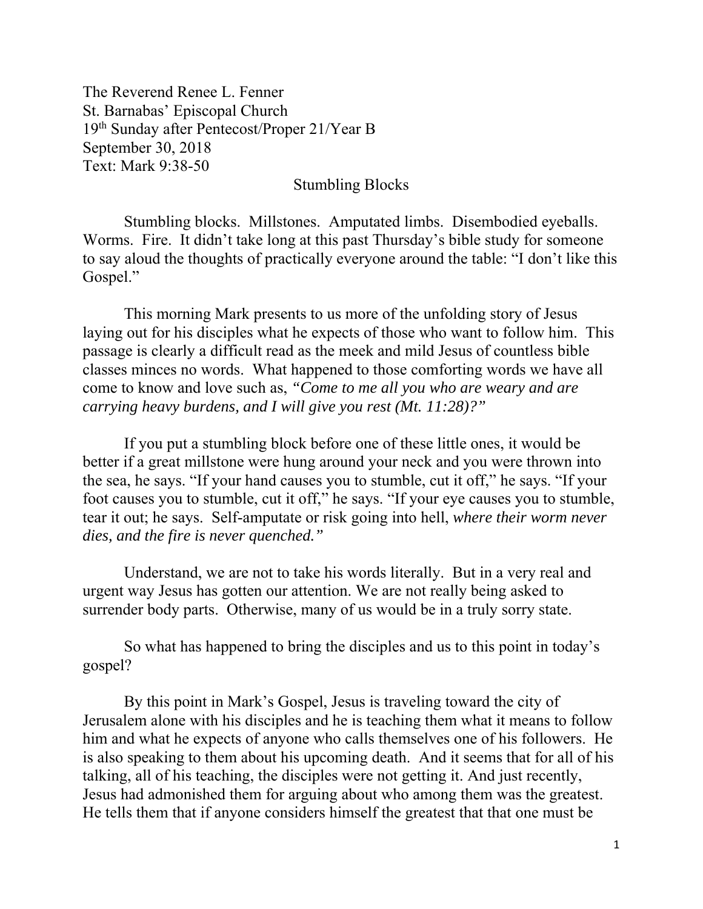The Reverend Renee L. Fenner
St. Barnabas' Episcopal Church
19th Sunday after Pentecost/Proper 21/Year B
September 30, 2018
Text: Mark 9:38-50

# Stumbling Blocks

Stumbling blocks. Millstones. Amputated limbs. Disembodied eyeballs. Worms. Fire. It didn't take long at this past Thursday's bible study for someone to say aloud the thoughts of practically everyone around the table: "I don't like this Gospel."

This morning Mark presents to us more of the unfolding story of Jesus laying out for his disciples what he expects of those who want to follow him. This passage is clearly a difficult read as the meek and mild Jesus of countless bible classes minces no words. What happened to those comforting words we have all come to know and love such as, *"Come to me all you who are weary and are carrying heavy burdens, and I will give you rest (Mt. 11:28)?"*

If you put a stumbling block before one of these little ones, it would be better if a great millstone were hung around your neck and you were thrown into the sea, he says. "If your hand causes you to stumble, cut it off," he says. "If your foot causes you to stumble, cut it off," he says. "If your eye causes you to stumble, tear it out; he says. Self-amputate or risk going into hell, *where their worm never dies, and the fire is never quenched."*

Understand, we are not to take his words literally. But in a very real and urgent way Jesus has gotten our attention. We are not really being asked to surrender body parts. Otherwise, many of us would be in a truly sorry state.

So what has happened to bring the disciples and us to this point in today's gospel?

By this point in Mark's Gospel, Jesus is traveling toward the city of Jerusalem alone with his disciples and he is teaching them what it means to follow him and what he expects of anyone who calls themselves one of his followers. He is also speaking to them about his upcoming death. And it seems that for all of his talking, all of his teaching, the disciples were not getting it. And just recently, Jesus had admonished them for arguing about who among them was the greatest. He tells them that if anyone considers himself the greatest that that one must be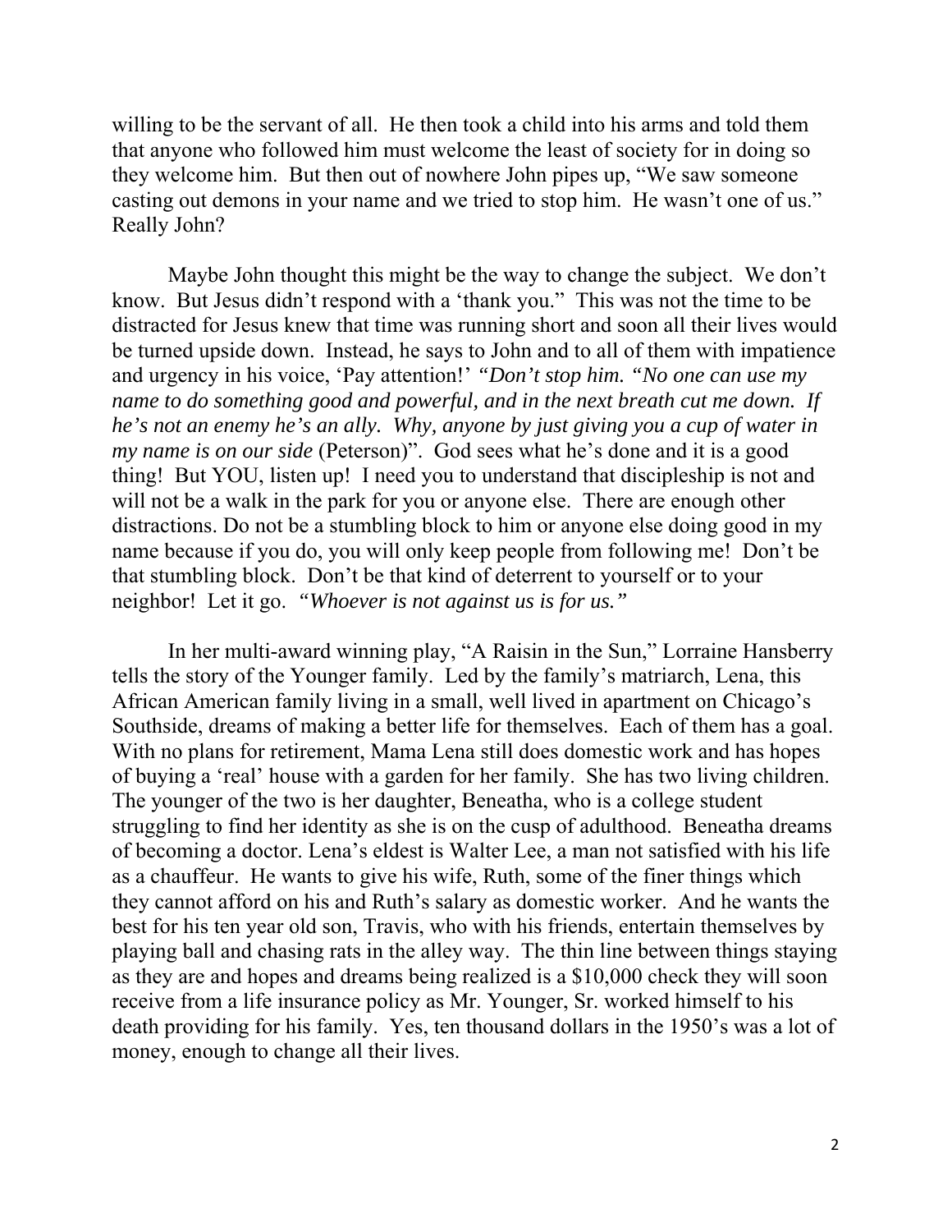willing to be the servant of all. He then took a child into his arms and told them that anyone who followed him must welcome the least of society for in doing so they welcome him. But then out of nowhere John pipes up, "We saw someone casting out demons in your name and we tried to stop him. He wasn't one of us." Really John?

Maybe John thought this might be the way to change the subject. We don't know. But Jesus didn't respond with a 'thank you." This was not the time to be distracted for Jesus knew that time was running short and soon all their lives would be turned upside down. Instead, he says to John and to all of them with impatience and urgency in his voice, 'Pay attention!' *"Don't stop him. "No one can use my name to do something good and powerful, and in the next breath cut me down. If he's not an enemy he's an ally. Why, anyone by just giving you a cup of water in my name is on our side* (Peterson)". God sees what he's done and it is a good thing! But YOU, listen up! I need you to understand that discipleship is not and will not be a walk in the park for you or anyone else. There are enough other distractions. Do not be a stumbling block to him or anyone else doing good in my name because if you do, you will only keep people from following me! Don't be that stumbling block. Don't be that kind of deterrent to yourself or to your neighbor! Let it go. *"Whoever is not against us is for us."*

In her multi-award winning play, "A Raisin in the Sun," Lorraine Hansberry tells the story of the Younger family. Led by the family's matriarch, Lena, this African American family living in a small, well lived in apartment on Chicago's Southside, dreams of making a better life for themselves. Each of them has a goal. With no plans for retirement, Mama Lena still does domestic work and has hopes of buying a 'real' house with a garden for her family. She has two living children. The younger of the two is her daughter, Beneatha, who is a college student struggling to find her identity as she is on the cusp of adulthood. Beneatha dreams of becoming a doctor. Lena's eldest is Walter Lee, a man not satisfied with his life as a chauffeur. He wants to give his wife, Ruth, some of the finer things which they cannot afford on his and Ruth's salary as domestic worker. And he wants the best for his ten year old son, Travis, who with his friends, entertain themselves by playing ball and chasing rats in the alley way. The thin line between things staying as they are and hopes and dreams being realized is a $10,000 check they will soon receive from a life insurance policy as Mr. Younger, Sr. worked himself to his death providing for his family. Yes, ten thousand dollars in the 1950's was a lot of money, enough to change all their lives.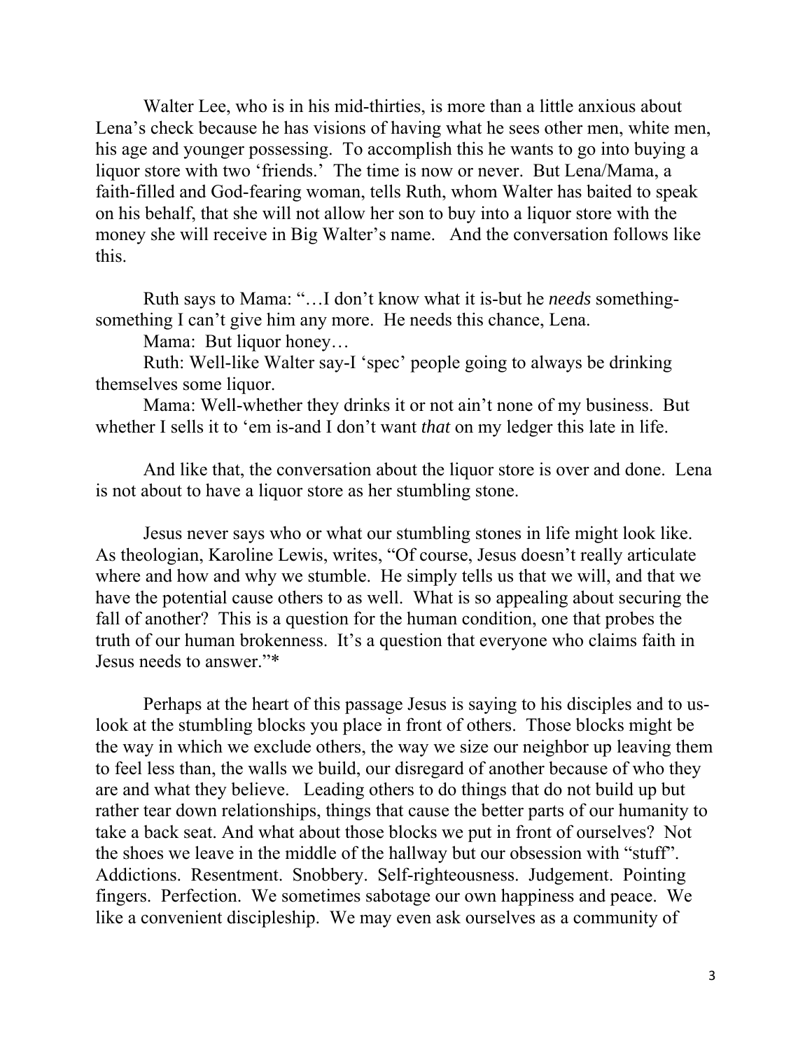Walter Lee, who is in his mid-thirties, is more than a little anxious about Lena's check because he has visions of having what he sees other men, white men, his age and younger possessing. To accomplish this he wants to go into buying a liquor store with two 'friends.' The time is now or never. But Lena/Mama, a faith-filled and God-fearing woman, tells Ruth, whom Walter has baited to speak on his behalf, that she will not allow her son to buy into a liquor store with the money she will receive in Big Walter's name. And the conversation follows like this.

Ruth says to Mama: "…I don't know what it is-but he *needs* something-something I can't give him any more. He needs this chance, Lena.

Mama: But liquor honey…

Ruth: Well-like Walter say-I 'spec' people going to always be drinking themselves some liquor.

Mama: Well-whether they drinks it or not ain't none of my business. But whether I sells it to 'em is-and I don't want *that* on my ledger this late in life.

And like that, the conversation about the liquor store is over and done. Lena is not about to have a liquor store as her stumbling stone.

Jesus never says who or what our stumbling stones in life might look like. As theologian, Karoline Lewis, writes, "Of course, Jesus doesn't really articulate where and how and why we stumble. He simply tells us that we will, and that we have the potential cause others to as well. What is so appealing about securing the fall of another? This is a question for the human condition, one that probes the truth of our human brokenness. It's a question that everyone who claims faith in Jesus needs to answer."*

Perhaps at the heart of this passage Jesus is saying to his disciples and to us- look at the stumbling blocks you place in front of others. Those blocks might be the way in which we exclude others, the way we size our neighbor up leaving them to feel less than, the walls we build, our disregard of another because of who they are and what they believe. Leading others to do things that do not build up but rather tear down relationships, things that cause the better parts of our humanity to take a back seat. And what about those blocks we put in front of ourselves? Not the shoes we leave in the middle of the hallway but our obsession with "stuff". Addictions. Resentment. Snobbery. Self-righteousness. Judgement. Pointing fingers. Perfection. We sometimes sabotage our own happiness and peace. We like a convenient discipleship. We may even ask ourselves as a community of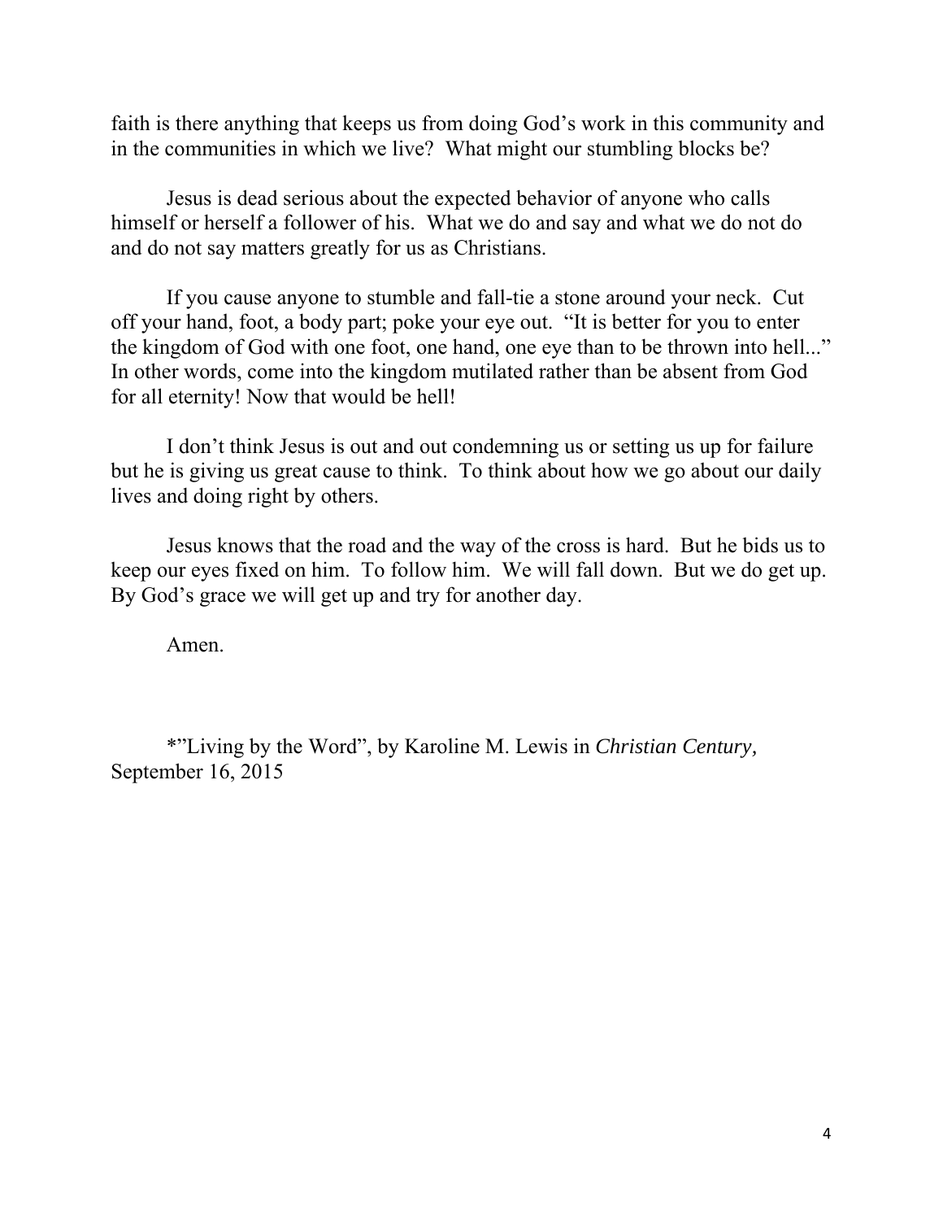faith is there anything that keeps us from doing God's work in this community and in the communities in which we live? What might our stumbling blocks be?

Jesus is dead serious about the expected behavior of anyone who calls himself or herself a follower of his. What we do and say and what we do not do and do not say matters greatly for us as Christians.

If you cause anyone to stumble and fall-tie a stone around your neck. Cut off your hand, foot, a body part; poke your eye out. "It is better for you to enter the kingdom of God with one foot, one hand, one eye than to be thrown into hell..." In other words, come into the kingdom mutilated rather than be absent from God for all eternity! Now that would be hell!

I don't think Jesus is out and out condemning us or setting us up for failure but he is giving us great cause to think. To think about how we go about our daily lives and doing right by others.

Jesus knows that the road and the way of the cross is hard. But he bids us to keep our eyes fixed on him. To follow him. We will fall down. But we do get up. By God's grace we will get up and try for another day.

Amen.

*"Living by the Word", by Karoline M. Lewis in *Christian Century,* September 16, 2015